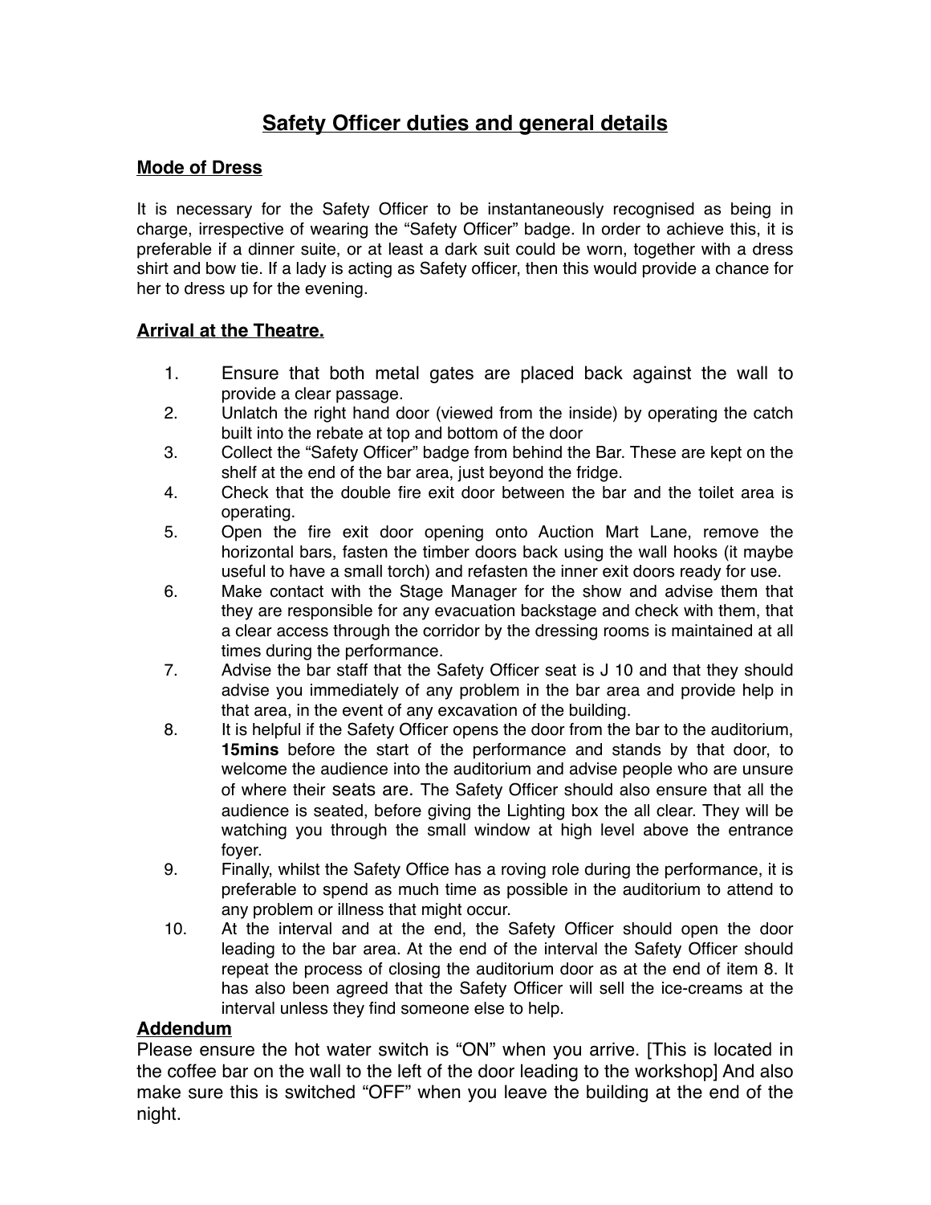# Safety Officer duties and general details

## Mode of Dress

It is necessary for the Safety Officer to be instantaneously recognised as being in charge, irrespective of wearing the "Safety Officer" badge. In order to achieve this, it is preferable if a dinner suite, or at least a dark suit could be worn, together with a dress shirt and bow tie. If a lady is acting as Safety officer, then this would provide a chance for her to dress up for the evening.

## Arrival at the Theatre.

1. Ensure that both metal gates are placed back against the wall to provide a clear passage.
2. Unlatch the right hand door (viewed from the inside) by operating the catch built into the rebate at top and bottom of the door
3. Collect the "Safety Officer" badge from behind the Bar. These are kept on the shelf at the end of the bar area, just beyond the fridge.
4. Check that the double fire exit door between the bar and the toilet area is operating.
5. Open the fire exit door opening onto Auction Mart Lane, remove the horizontal bars, fasten the timber doors back using the wall hooks (it maybe useful to have a small torch) and refasten the inner exit doors ready for use.
6. Make contact with the Stage Manager for the show and advise them that they are responsible for any evacuation backstage and check with them, that a clear access through the corridor by the dressing rooms is maintained at all times during the performance.
7. Advise the bar staff that the Safety Officer seat is J 10 and that they should advise you immediately of any problem in the bar area and provide help in that area, in the event of any excavation of the building.
8. It is helpful if the Safety Officer opens the door from the bar to the auditorium, **15mins** before the start of the performance and stands by that door, to welcome the audience into the auditorium and advise people who are unsure of where their seats are. The Safety Officer should also ensure that all the audience is seated, before giving the Lighting box the all clear. They will be watching you through the small window at high level above the entrance foyer.
9. Finally, whilst the Safety Office has a roving role during the performance, it is preferable to spend as much time as possible in the auditorium to attend to any problem or illness that might occur.
10. At the interval and at the end, the Safety Officer should open the door leading to the bar area. At the end of the interval the Safety Officer should repeat the process of closing the auditorium door as at the end of item 8. It has also been agreed that the Safety Officer will sell the ice-creams at the interval unless they find someone else to help.

## Addendum

Please ensure the hot water switch is "ON" when you arrive. [This is located in the coffee bar on the wall to the left of the door leading to the workshop] And also make sure this is switched "OFF" when you leave the building at the end of the night.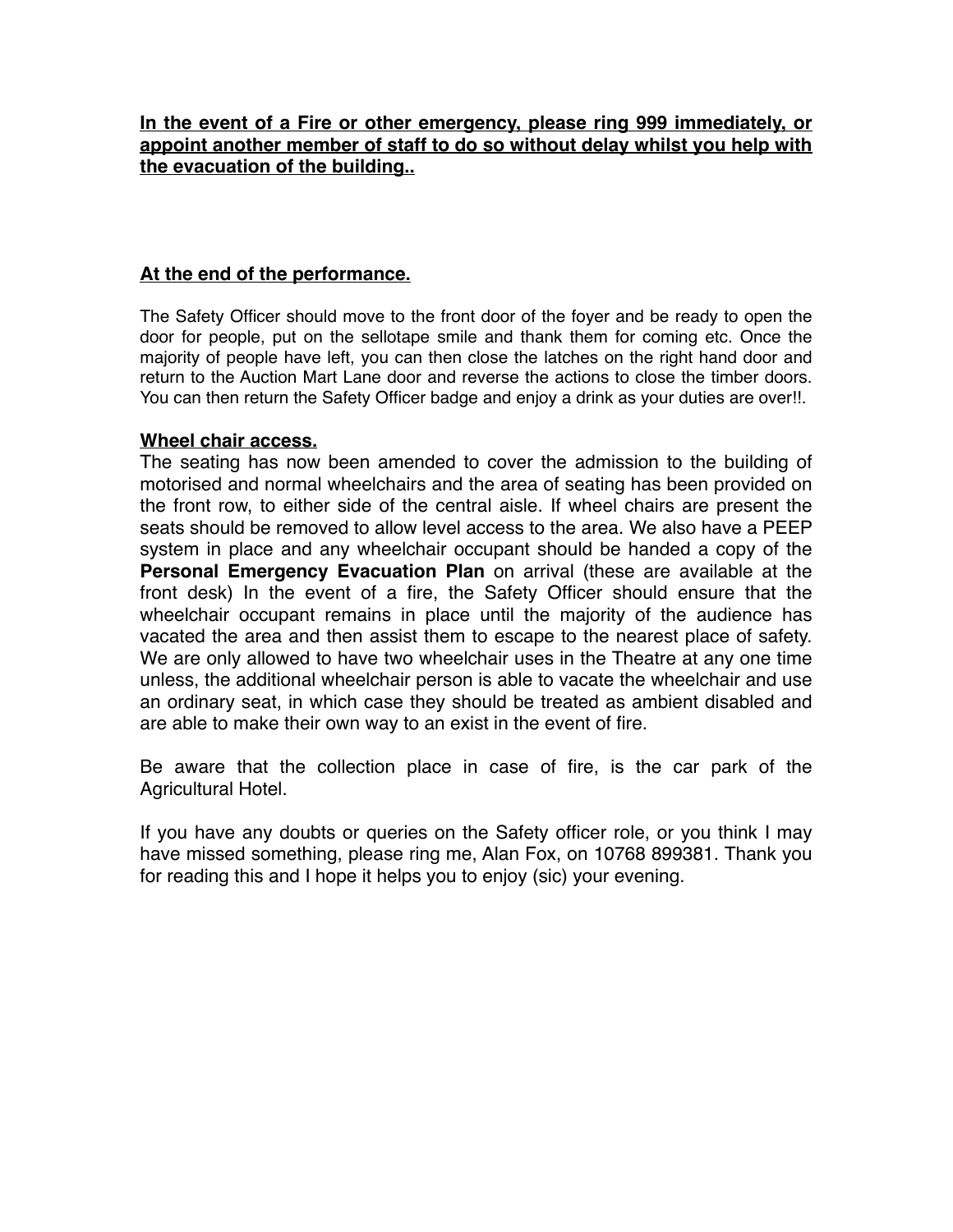**In the event of a Fire or other emergency, please ring 999 immediately, or appoint another member of staff to do so without delay whilst you help with the evacuation of the building..**

## At the end of the performance.

The Safety Officer should move to the front door of the foyer and be ready to open the door for people, put on the sellotape smile and thank them for coming etc. Once the majority of people have left, you can then close the latches on the right hand door and return to the Auction Mart Lane door and reverse the actions to close the timber doors. You can then return the Safety Officer badge and enjoy a drink as your duties are over!!.

## Wheel chair access.

The seating has now been amended to cover the admission to the building of motorised and normal wheelchairs and the area of seating has been provided on the front row, to either side of the central aisle. If wheel chairs are present the seats should be removed to allow level access to the area. We also have a PEEP system in place and any wheelchair occupant should be handed a copy of the **Personal Emergency Evacuation Plan** on arrival (these are available at the front desk) In the event of a fire, the Safety Officer should ensure that the wheelchair occupant remains in place until the majority of the audience has vacated the area and then assist them to escape to the nearest place of safety. We are only allowed to have two wheelchair uses in the Theatre at any one time unless, the additional wheelchair person is able to vacate the wheelchair and use an ordinary seat, in which case they should be treated as ambient disabled and are able to make their own way to an exist in the event of fire.

Be aware that the collection place in case of fire, is the car park of the Agricultural Hotel.

If you have any doubts or queries on the Safety officer role, or you think I may have missed something, please ring me, Alan Fox, on 10768 899381. Thank you for reading this and I hope it helps you to enjoy (sic) your evening.